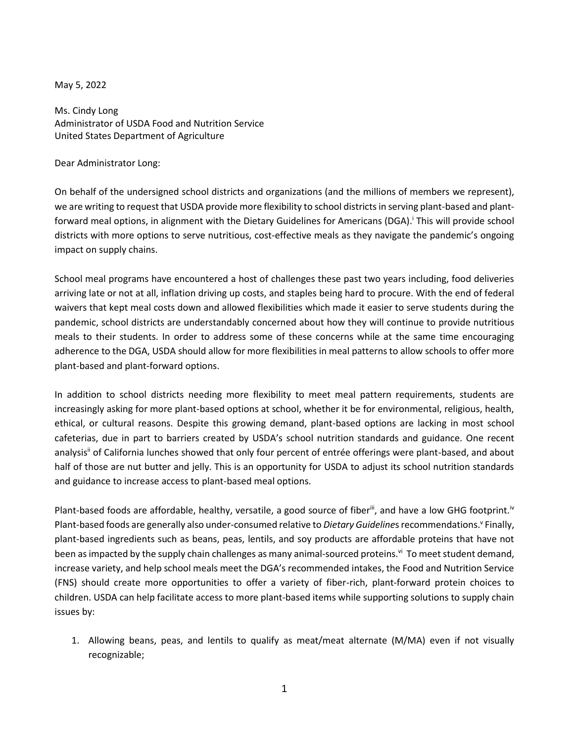May 5, 2022

Ms. Cindy Long
Administrator of USDA Food and Nutrition Service
United States Department of Agriculture

Dear Administrator Long:

On behalf of the undersigned school districts and organizations (and the millions of members we represent), we are writing to request that USDA provide more flexibility to school districts in serving plant-based and plant-forward meal options, in alignment with the Dietary Guidelines for Americans (DGA).[i] This will provide school districts with more options to serve nutritious, cost-effective meals as they navigate the pandemic's ongoing impact on supply chains.

School meal programs have encountered a host of challenges these past two years including, food deliveries arriving late or not at all, inflation driving up costs, and staples being hard to procure. With the end of federal waivers that kept meal costs down and allowed flexibilities which made it easier to serve students during the pandemic, school districts are understandably concerned about how they will continue to provide nutritious meals to their students. In order to address some of these concerns while at the same time encouraging adherence to the DGA, USDA should allow for more flexibilities in meal patterns to allow schools to offer more plant-based and plant-forward options.

In addition to school districts needing more flexibility to meet meal pattern requirements, students are increasingly asking for more plant-based options at school, whether it be for environmental, religious, health, ethical, or cultural reasons. Despite this growing demand, plant-based options are lacking in most school cafeterias, due in part to barriers created by USDA's school nutrition standards and guidance. One recent analysis[ii] of California lunches showed that only four percent of entrée offerings were plant-based, and about half of those are nut butter and jelly. This is an opportunity for USDA to adjust its school nutrition standards and guidance to increase access to plant-based meal options.

Plant-based foods are affordable, healthy, versatile, a good source of fiber[iii], and have a low GHG footprint.[iv] Plant-based foods are generally also under-consumed relative to *Dietary Guideline*s recommendations.[v] Finally, plant-based ingredients such as beans, peas, lentils, and soy products are affordable proteins that have not been as impacted by the supply chain challenges as many animal-sourced proteins.[vi] To meet student demand, increase variety, and help school meals meet the DGA's recommended intakes, the Food and Nutrition Service (FNS) should create more opportunities to offer a variety of fiber-rich, plant-forward protein choices to children. USDA can help facilitate access to more plant-based items while supporting solutions to supply chain issues by:

1. Allowing beans, peas, and lentils to qualify as meat/meat alternate (M/MA) even if not visually recognizable;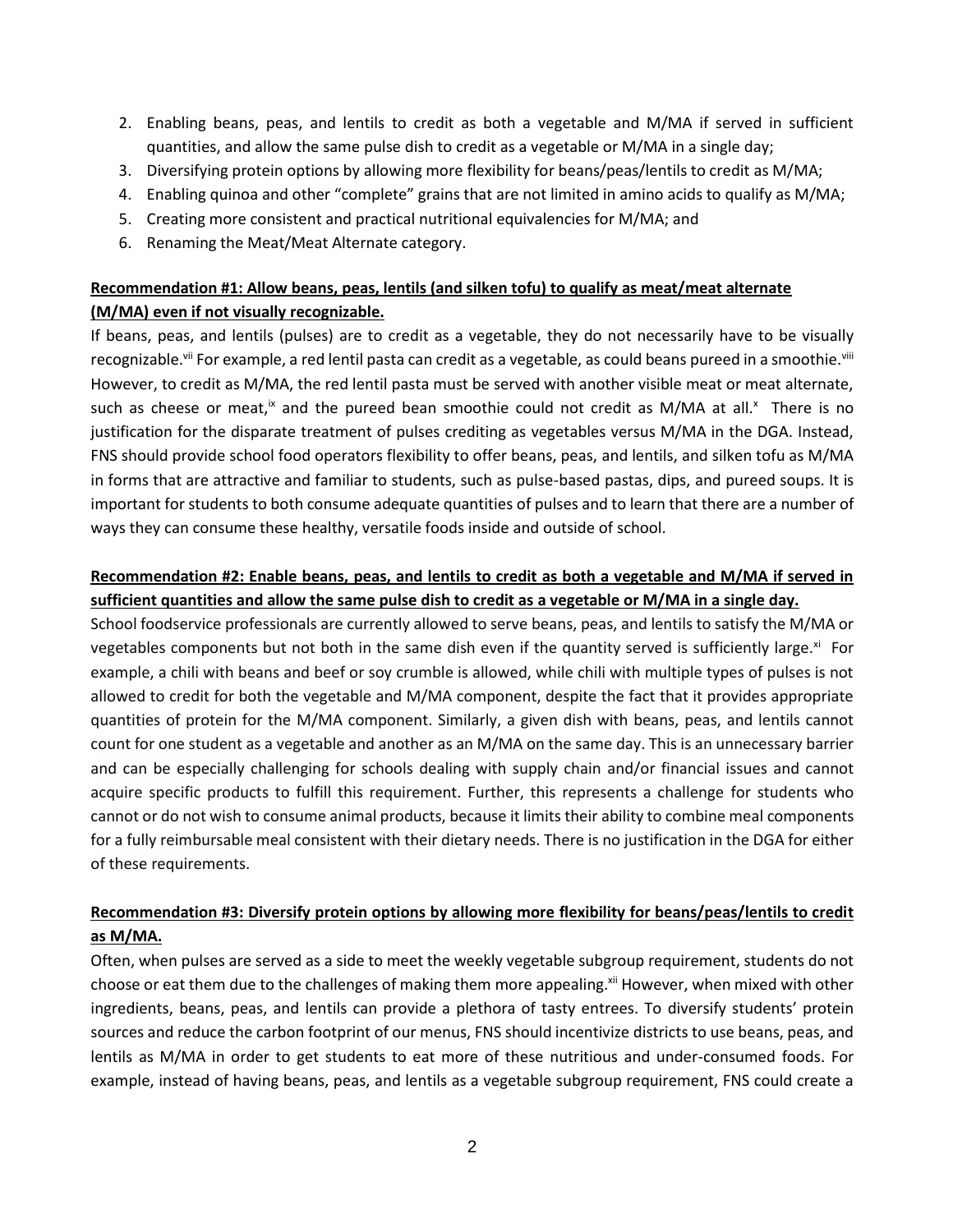2. Enabling beans, peas, and lentils to credit as both a vegetable and M/MA if served in sufficient quantities, and allow the same pulse dish to credit as a vegetable or M/MA in a single day;
3. Diversifying protein options by allowing more flexibility for beans/peas/lentils to credit as M/MA;
4. Enabling quinoa and other "complete" grains that are not limited in amino acids to qualify as M/MA;
5. Creating more consistent and practical nutritional equivalencies for M/MA; and
6. Renaming the Meat/Meat Alternate category.

**Recommendation #1: Allow beans, peas, lentils (and silken tofu) to qualify as meat/meat alternate (M/MA) even if not visually recognizable.**

If beans, peas, and lentils (pulses) are to credit as a vegetable, they do not necessarily have to be visually recognizable.[vii] For example, a red lentil pasta can credit as a vegetable, as could beans pureed in a smoothie.[viii] However, to credit as M/MA, the red lentil pasta must be served with another visible meat or meat alternate, such as cheese or meat,[ix] and the pureed bean smoothie could not credit as M/MA at all.[x] There is no justification for the disparate treatment of pulses crediting as vegetables versus M/MA in the DGA. Instead, FNS should provide school food operators flexibility to offer beans, peas, and lentils, and silken tofu as M/MA in forms that are attractive and familiar to students, such as pulse-based pastas, dips, and pureed soups. It is important for students to both consume adequate quantities of pulses and to learn that there are a number of ways they can consume these healthy, versatile foods inside and outside of school.

**Recommendation #2: Enable beans, peas, and lentils to credit as both a vegetable and M/MA if served in sufficient quantities and allow the same pulse dish to credit as a vegetable or M/MA in a single day.**

School foodservice professionals are currently allowed to serve beans, peas, and lentils to satisfy the M/MA or vegetables components but not both in the same dish even if the quantity served is sufficiently large.[xi] For example, a chili with beans and beef or soy crumble is allowed, while chili with multiple types of pulses is not allowed to credit for both the vegetable and M/MA component, despite the fact that it provides appropriate quantities of protein for the M/MA component. Similarly, a given dish with beans, peas, and lentils cannot count for one student as a vegetable and another as an M/MA on the same day. This is an unnecessary barrier and can be especially challenging for schools dealing with supply chain and/or financial issues and cannot acquire specific products to fulfill this requirement. Further, this represents a challenge for students who cannot or do not wish to consume animal products, because it limits their ability to combine meal components for a fully reimbursable meal consistent with their dietary needs. There is no justification in the DGA for either of these requirements.

**Recommendation #3: Diversify protein options by allowing more flexibility for beans/peas/lentils to credit as M/MA.**

Often, when pulses are served as a side to meet the weekly vegetable subgroup requirement, students do not choose or eat them due to the challenges of making them more appealing.[xii] However, when mixed with other ingredients, beans, peas, and lentils can provide a plethora of tasty entrees. To diversify students' protein sources and reduce the carbon footprint of our menus, FNS should incentivize districts to use beans, peas, and lentils as M/MA in order to get students to eat more of these nutritious and under-consumed foods. For example, instead of having beans, peas, and lentils as a vegetable subgroup requirement, FNS could create a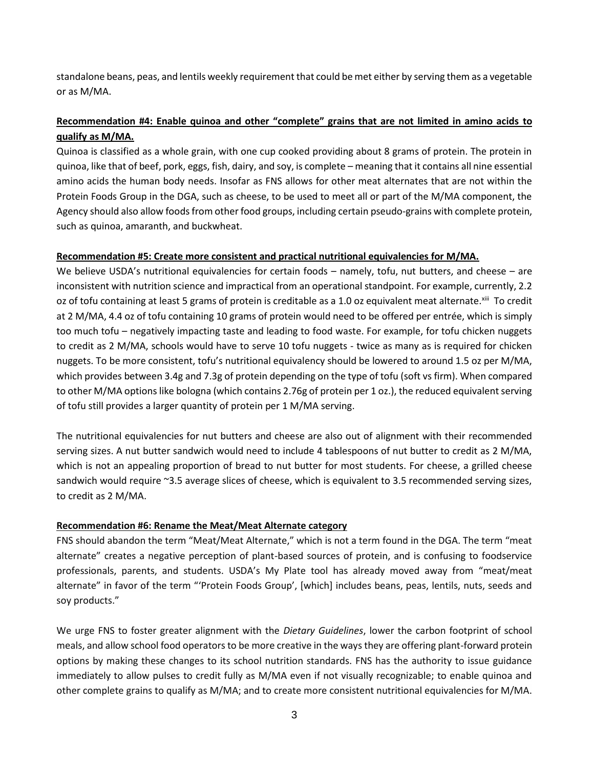standalone beans, peas, and lentils weekly requirement that could be met either by serving them as a vegetable or as M/MA.

**Recommendation #4: Enable quinoa and other "complete" grains that are not limited in amino acids to qualify as M/MA.**

Quinoa is classified as a whole grain, with one cup cooked providing about 8 grams of protein. The protein in quinoa, like that of beef, pork, eggs, fish, dairy, and soy, is complete – meaning that it contains all nine essential amino acids the human body needs. Insofar as FNS allows for other meat alternates that are not within the Protein Foods Group in the DGA, such as cheese, to be used to meet all or part of the M/MA component, the Agency should also allow foods from other food groups, including certain pseudo-grains with complete protein, such as quinoa, amaranth, and buckwheat.

**Recommendation #5: Create more consistent and practical nutritional equivalencies for M/MA.**

We believe USDA's nutritional equivalencies for certain foods – namely, tofu, nut butters, and cheese – are inconsistent with nutrition science and impractical from an operational standpoint. For example, currently, 2.2 oz of tofu containing at least 5 grams of protein is creditable as a 1.0 oz equivalent meat alternate.[xiii] To credit at 2 M/MA, 4.4 oz of tofu containing 10 grams of protein would need to be offered per entrée, which is simply too much tofu – negatively impacting taste and leading to food waste. For example, for tofu chicken nuggets to credit as 2 M/MA, schools would have to serve 10 tofu nuggets - twice as many as is required for chicken nuggets. To be more consistent, tofu's nutritional equivalency should be lowered to around 1.5 oz per M/MA, which provides between 3.4g and 7.3g of protein depending on the type of tofu (soft vs firm). When compared to other M/MA options like bologna (which contains 2.76g of protein per 1 oz.), the reduced equivalent serving of tofu still provides a larger quantity of protein per 1 M/MA serving.

The nutritional equivalencies for nut butters and cheese are also out of alignment with their recommended serving sizes. A nut butter sandwich would need to include 4 tablespoons of nut butter to credit as 2 M/MA, which is not an appealing proportion of bread to nut butter for most students. For cheese, a grilled cheese sandwich would require ~3.5 average slices of cheese, which is equivalent to 3.5 recommended serving sizes, to credit as 2 M/MA.

**Recommendation #6: Rename the Meat/Meat Alternate category**

FNS should abandon the term "Meat/Meat Alternate," which is not a term found in the DGA. The term "meat alternate" creates a negative perception of plant-based sources of protein, and is confusing to foodservice professionals, parents, and students. USDA's My Plate tool has already moved away from "meat/meat alternate" in favor of the term "'Protein Foods Group', [which] includes beans, peas, lentils, nuts, seeds and soy products."

We urge FNS to foster greater alignment with the *Dietary Guidelines*, lower the carbon footprint of school meals, and allow school food operators to be more creative in the ways they are offering plant-forward protein options by making these changes to its school nutrition standards. FNS has the authority to issue guidance immediately to allow pulses to credit fully as M/MA even if not visually recognizable; to enable quinoa and other complete grains to qualify as M/MA; and to create more consistent nutritional equivalencies for M/MA.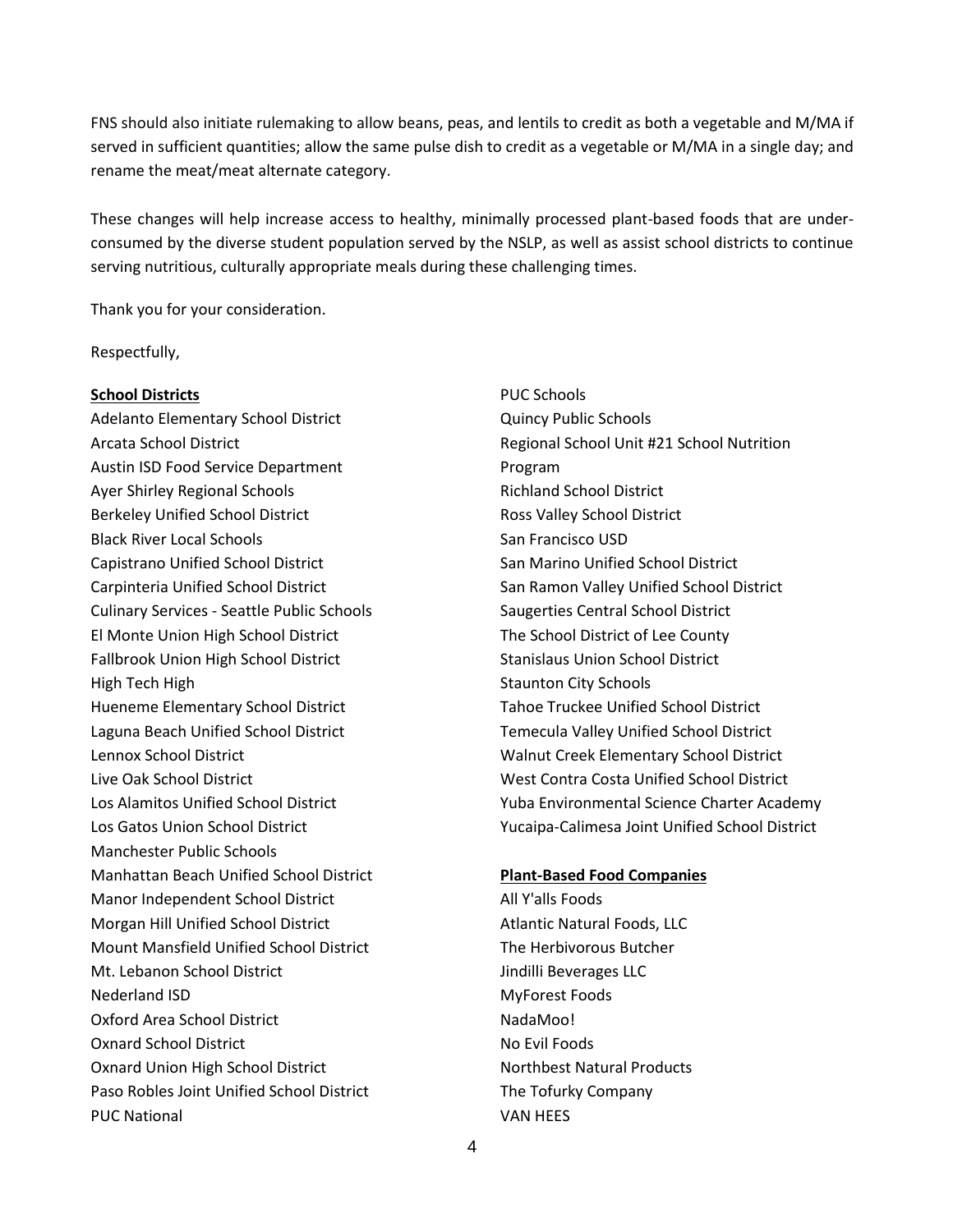FNS should also initiate rulemaking to allow beans, peas, and lentils to credit as both a vegetable and M/MA if served in sufficient quantities; allow the same pulse dish to credit as a vegetable or M/MA in a single day; and rename the meat/meat alternate category.

These changes will help increase access to healthy, minimally processed plant-based foods that are under-consumed by the diverse student population served by the NSLP, as well as assist school districts to continue serving nutritious, culturally appropriate meals during these challenging times.

Thank you for your consideration.

Respectfully,

**School Districts**

Adelanto Elementary School District
Arcata School District
Austin ISD Food Service Department
Ayer Shirley Regional Schools
Berkeley Unified School District
Black River Local Schools
Capistrano Unified School District
Carpinteria Unified School District
Culinary Services - Seattle Public Schools
El Monte Union High School District
Fallbrook Union High School District
High Tech High
Hueneme Elementary School District
Laguna Beach Unified School District
Lennox School District
Live Oak School District
Los Alamitos Unified School District
Los Gatos Union School District
Manchester Public Schools
Manhattan Beach Unified School District
Manor Independent School District
Morgan Hill Unified School District
Mount Mansfield Unified School District
Mt. Lebanon School District
Nederland ISD
Oxford Area School District
Oxnard School District
Oxnard Union High School District
Paso Robles Joint Unified School District
PUC National
PUC Schools
Quincy Public Schools
Regional School Unit #21 School Nutrition Program
Richland School District
Ross Valley School District
San Francisco USD
San Marino Unified School District
San Ramon Valley Unified School District
Saugerties Central School District
The School District of Lee County
Stanislaus Union School District
Staunton City Schools
Tahoe Truckee Unified School District
Temecula Valley Unified School District
Walnut Creek Elementary School District
West Contra Costa Unified School District
Yuba Environmental Science Charter Academy
Yucaipa-Calimesa Joint Unified School District

**Plant-Based Food Companies**

All Y'alls Foods
Atlantic Natural Foods, LLC
The Herbivorous Butcher
Jindilli Beverages LLC
MyForest Foods
NadaMoo!
No Evil Foods
Northbest Natural Products
The Tofurky Company
VAN HEES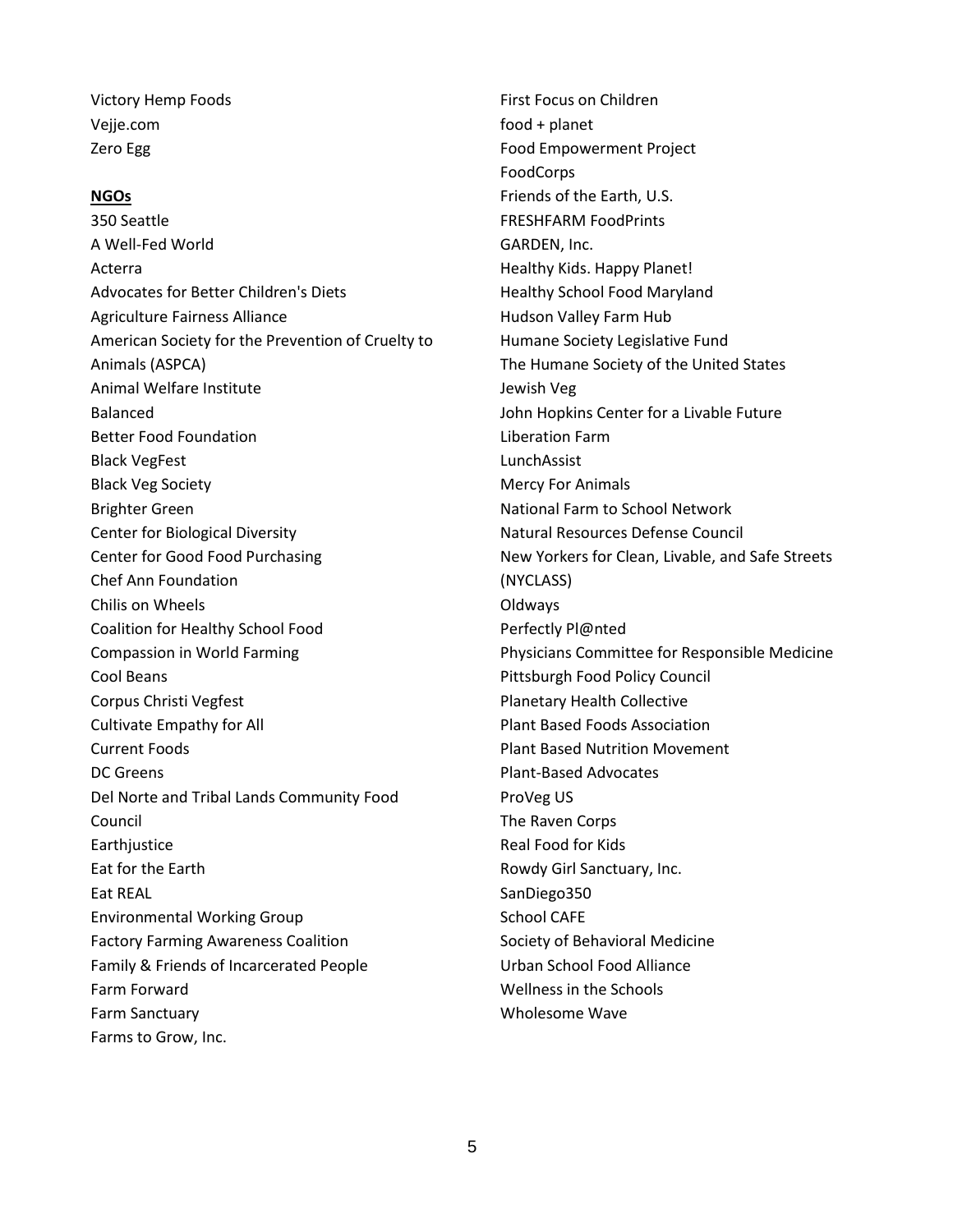Victory Hemp Foods
Vejje.com
Zero Egg

**NGOs**

350 Seattle
A Well-Fed World
Acterra
Advocates for Better Children's Diets
Agriculture Fairness Alliance
American Society for the Prevention of Cruelty to Animals (ASPCA)
Animal Welfare Institute
Balanced
Better Food Foundation
Black VegFest
Black Veg Society
Brighter Green
Center for Biological Diversity
Center for Good Food Purchasing
Chef Ann Foundation
Chilis on Wheels
Coalition for Healthy School Food
Compassion in World Farming
Cool Beans
Corpus Christi Vegfest
Cultivate Empathy for All
Current Foods
DC Greens
Del Norte and Tribal Lands Community Food Council
Earthjustice
Eat for the Earth
Eat REAL
Environmental Working Group
Factory Farming Awareness Coalition
Family & Friends of Incarcerated People
Farm Forward
Farm Sanctuary
Farms to Grow, Inc.
First Focus on Children
food + planet
Food Empowerment Project
FoodCorps
Friends of the Earth, U.S.
FRESHFARM FoodPrints
GARDEN, Inc.
Healthy Kids. Happy Planet!
Healthy School Food Maryland
Hudson Valley Farm Hub
Humane Society Legislative Fund
The Humane Society of the United States
Jewish Veg
John Hopkins Center for a Livable Future
Liberation Farm
LunchAssist
Mercy For Animals
National Farm to School Network
Natural Resources Defense Council
New Yorkers for Clean, Livable, and Safe Streets (NYCLASS)
Oldways
Perfectly Pl@nted
Physicians Committee for Responsible Medicine
Pittsburgh Food Policy Council
Planetary Health Collective
Plant Based Foods Association
Plant Based Nutrition Movement
Plant-Based Advocates
ProVeg US
The Raven Corps
Real Food for Kids
Rowdy Girl Sanctuary, Inc.
SanDiego350
School CAFE
Society of Behavioral Medicine
Urban School Food Alliance
Wellness in the Schools
Wholesome Wave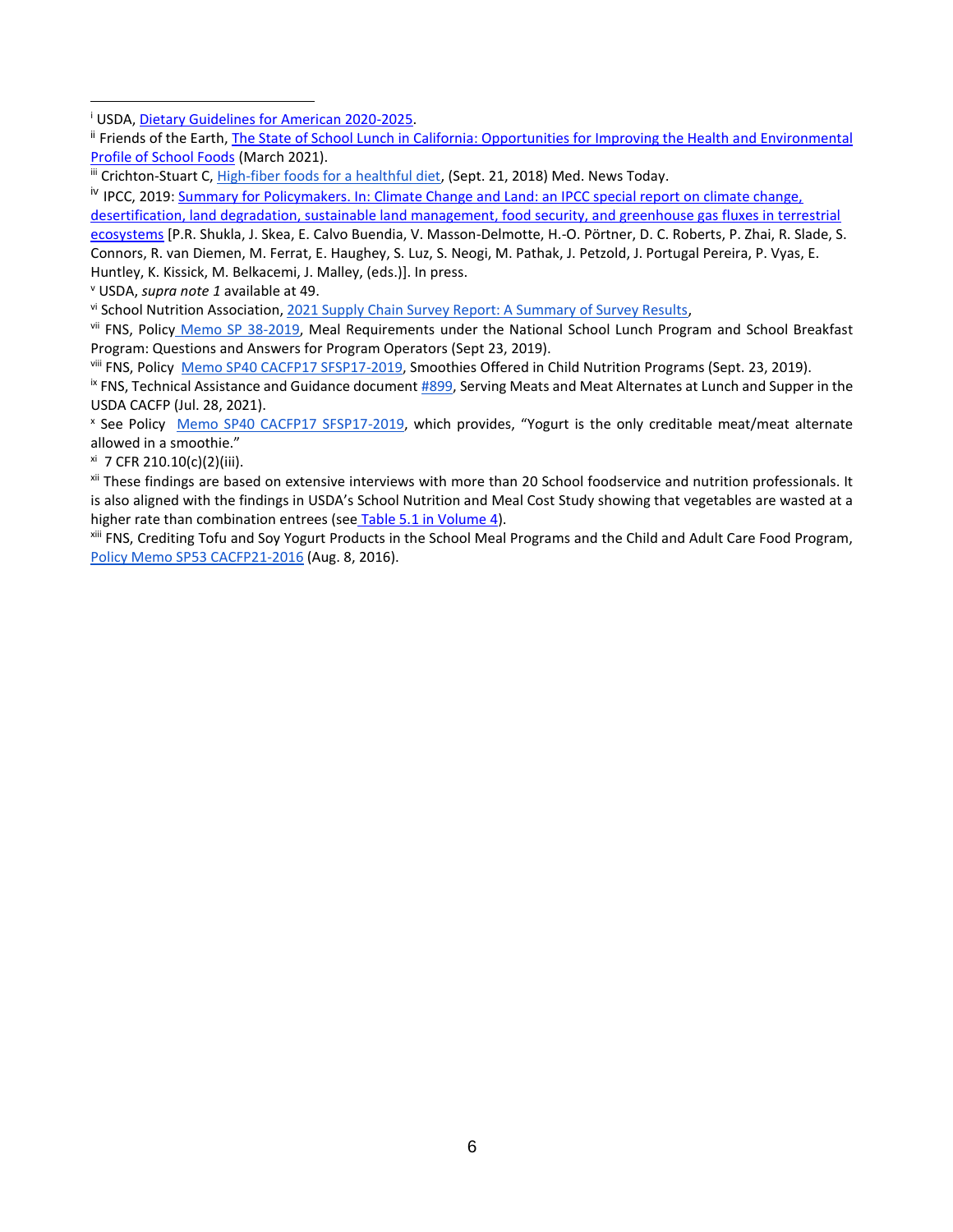[i] USDA, Dietary Guidelines for American 2020-2025.

[ii] Friends of the Earth, The State of School Lunch in California: Opportunities for Improving the Health and Environmental Profile of School Foods (March 2021).

[iii] Crichton-Stuart C, High-fiber foods for a healthful diet, (Sept. 21, 2018) Med. News Today.

[iv] IPCC, 2019: Summary for Policymakers. In: Climate Change and Land: an IPCC special report on climate change, desertification, land degradation, sustainable land management, food security, and greenhouse gas fluxes in terrestrial ecosystems [P.R. Shukla, J. Skea, E. Calvo Buendia, V. Masson-Delmotte, H.-O. Pörtner, D. C. Roberts, P. Zhai, R. Slade, S. Connors, R. van Diemen, M. Ferrat, E. Haughey, S. Luz, S. Neogi, M. Pathak, J. Petzold, J. Portugal Pereira, P. Vyas, E. Huntley, K. Kissick, M. Belkacemi, J. Malley, (eds.)]. In press.

[v] USDA, *supra note 1* available at 49.

[vi] School Nutrition Association, 2021 Supply Chain Survey Report: A Summary of Survey Results,

[vii] FNS, Policy Memo SP 38-2019, Meal Requirements under the National School Lunch Program and School Breakfast Program: Questions and Answers for Program Operators (Sept 23, 2019).

[viii] FNS, Policy Memo SP40 CACFP17 SFSP17-2019, Smoothies Offered in Child Nutrition Programs (Sept. 23, 2019).

[ix] FNS, Technical Assistance and Guidance document #899, Serving Meats and Meat Alternates at Lunch and Supper in the USDA CACFP (Jul. 28, 2021).

[x] See Policy Memo SP40 CACFP17 SFSP17-2019, which provides, "Yogurt is the only creditable meat/meat alternate allowed in a smoothie."

[xi] 7 CFR 210.10(c)(2)(iii).

[xii] These findings are based on extensive interviews with more than 20 School foodservice and nutrition professionals. It is also aligned with the findings in USDA's School Nutrition and Meal Cost Study showing that vegetables are wasted at a higher rate than combination entrees (see Table 5.1 in Volume 4).

[xiii] FNS, Crediting Tofu and Soy Yogurt Products in the School Meal Programs and the Child and Adult Care Food Program, Policy Memo SP53 CACFP21-2016 (Aug. 8, 2016).